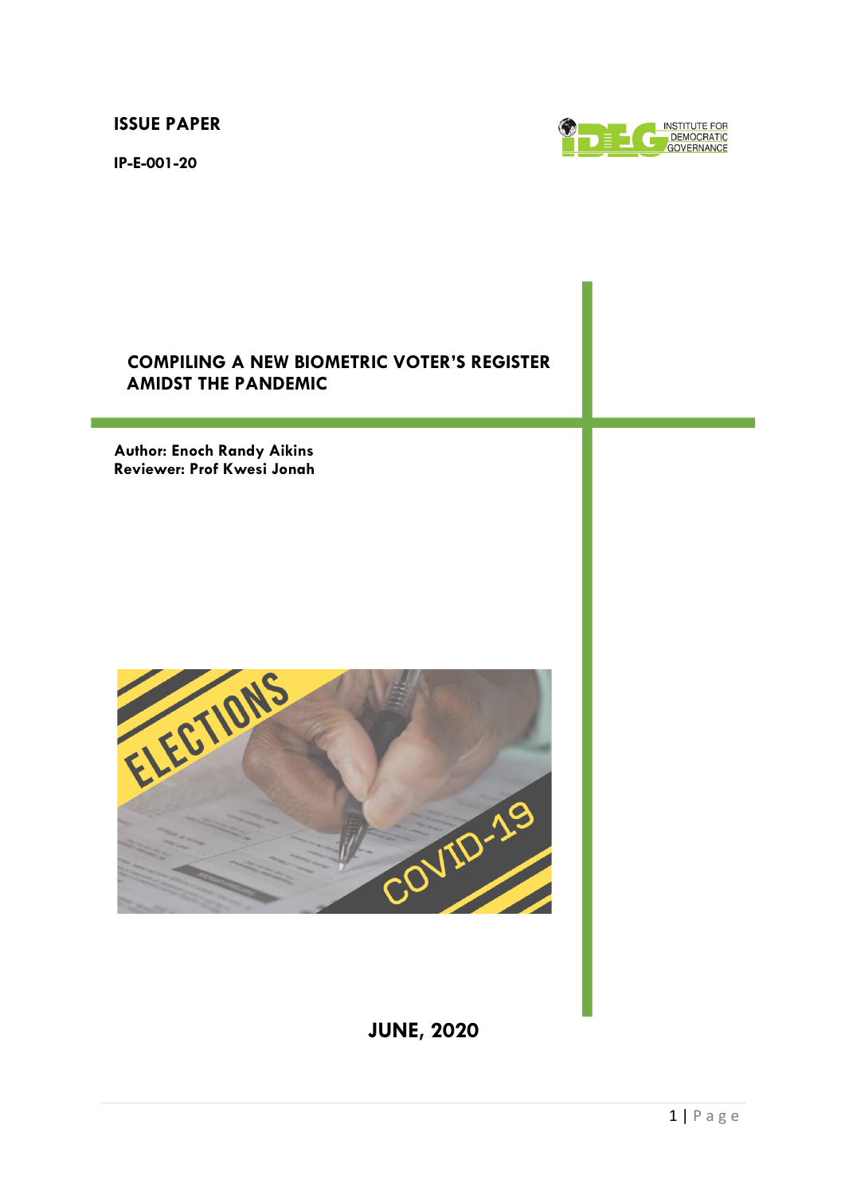**ISSUE PAPER**

**IP-E-001-20**

INSTITUTE FOR DEMOCRATIC GOVERNANCE

# COMPILING A NEW BIOMETRIC VOTER'S REGISTER AMIDST THE PANDEMIC

**Author: Enoch Randy Aikins**
**Reviewer: Prof Kwesi Jonah**

**JUNE, 2020**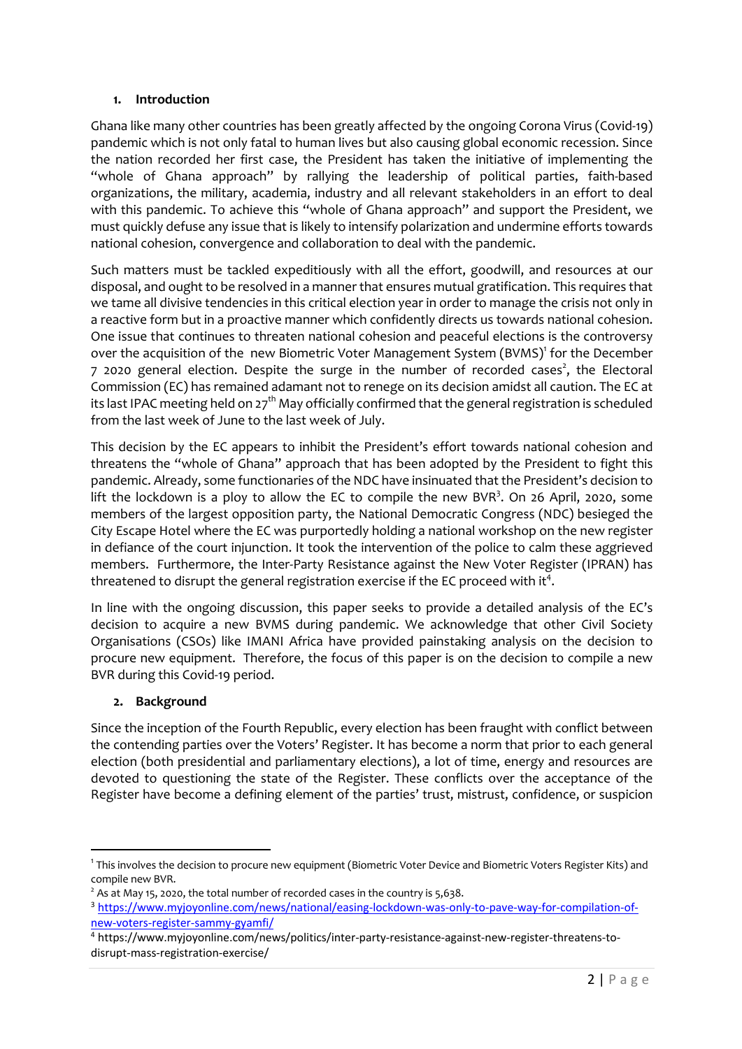## 1. Introduction

Ghana like many other countries has been greatly affected by the ongoing Corona Virus (Covid-19) pandemic which is not only fatal to human lives but also causing global economic recession. Since the nation recorded her first case, the President has taken the initiative of implementing the "whole of Ghana approach" by rallying the leadership of political parties, faith-based organizations, the military, academia, industry and all relevant stakeholders in an effort to deal with this pandemic. To achieve this "whole of Ghana approach" and support the President, we must quickly defuse any issue that is likely to intensify polarization and undermine efforts towards national cohesion, convergence and collaboration to deal with the pandemic.

Such matters must be tackled expeditiously with all the effort, goodwill, and resources at our disposal, and ought to be resolved in a manner that ensures mutual gratification. This requires that we tame all divisive tendencies in this critical election year in order to manage the crisis not only in a reactive form but in a proactive manner which confidently directs us towards national cohesion. One issue that continues to threaten national cohesion and peaceful elections is the controversy over the acquisition of the new Biometric Voter Management System (BVMS)[1] for the December 7 2020 general election. Despite the surge in the number of recorded cases[2], the Electoral Commission (EC) has remained adamant not to renege on its decision amidst all caution. The EC at its last IPAC meeting held on 27th May officially confirmed that the general registration is scheduled from the last week of June to the last week of July.

This decision by the EC appears to inhibit the President's effort towards national cohesion and threatens the "whole of Ghana" approach that has been adopted by the President to fight this pandemic. Already, some functionaries of the NDC have insinuated that the President's decision to lift the lockdown is a ploy to allow the EC to compile the new BVR[3]. On 26 April, 2020, some members of the largest opposition party, the National Democratic Congress (NDC) besieged the City Escape Hotel where the EC was purportedly holding a national workshop on the new register in defiance of the court injunction. It took the intervention of the police to calm these aggrieved members. Furthermore, the Inter-Party Resistance against the New Voter Register (IPRAN) has threatened to disrupt the general registration exercise if the EC proceed with it[4].

In line with the ongoing discussion, this paper seeks to provide a detailed analysis of the EC's decision to acquire a new BVMS during pandemic. We acknowledge that other Civil Society Organisations (CSOs) like IMANI Africa have provided painstaking analysis on the decision to procure new equipment. Therefore, the focus of this paper is on the decision to compile a new BVR during this Covid-19 period.

## 2. Background

Since the inception of the Fourth Republic, every election has been fraught with conflict between the contending parties over the Voters' Register. It has become a norm that prior to each general election (both presidential and parliamentary elections), a lot of time, energy and resources are devoted to questioning the state of the Register. These conflicts over the acceptance of the Register have become a defining element of the parties' trust, mistrust, confidence, or suspicion

---

[1] This involves the decision to procure new equipment (Biometric Voter Device and Biometric Voters Register Kits) and compile new BVR.

[2] As at May 15, 2020, the total number of recorded cases in the country is 5,638.

[3] https://www.myjoyonline.com/news/national/easing-lockdown-was-only-to-pave-way-for-compilation-of-new-voters-register-sammy-gyamfi/

[4] https://www.myjoyonline.com/news/politics/inter-party-resistance-against-new-register-threatens-to-disrupt-mass-registration-exercise/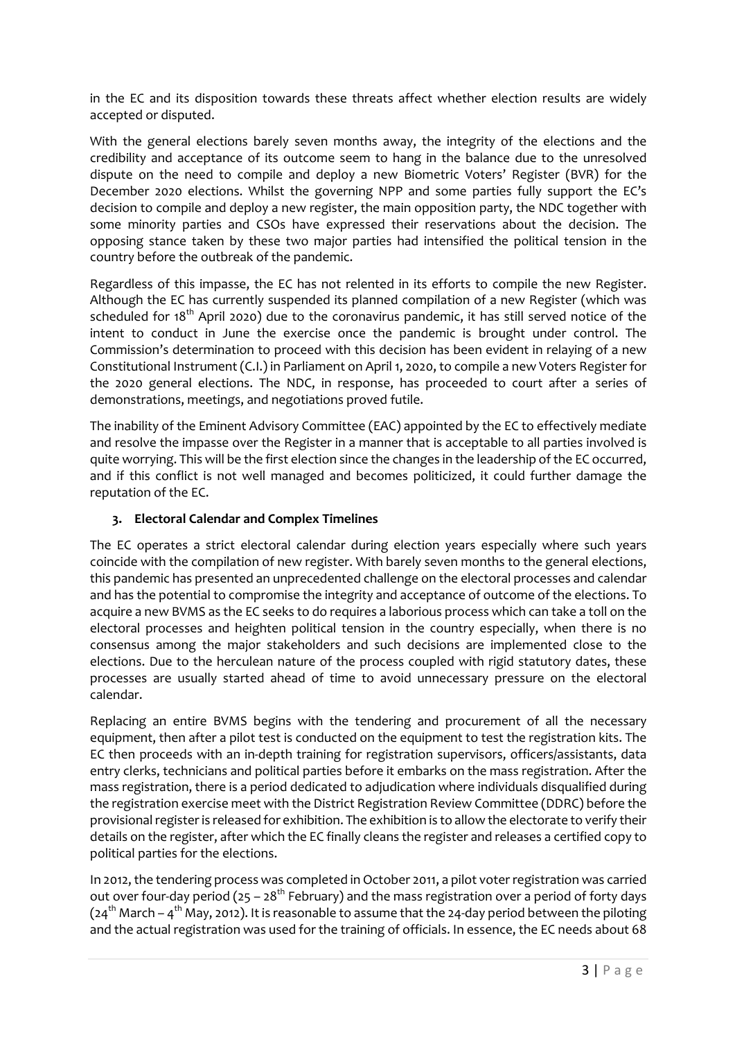in the EC and its disposition towards these threats affect whether election results are widely accepted or disputed.

With the general elections barely seven months away, the integrity of the elections and the credibility and acceptance of its outcome seem to hang in the balance due to the unresolved dispute on the need to compile and deploy a new Biometric Voters' Register (BVR) for the December 2020 elections. Whilst the governing NPP and some parties fully support the EC's decision to compile and deploy a new register, the main opposition party, the NDC together with some minority parties and CSOs have expressed their reservations about the decision. The opposing stance taken by these two major parties had intensified the political tension in the country before the outbreak of the pandemic.

Regardless of this impasse, the EC has not relented in its efforts to compile the new Register. Although the EC has currently suspended its planned compilation of a new Register (which was scheduled for 18th April 2020) due to the coronavirus pandemic, it has still served notice of the intent to conduct in June the exercise once the pandemic is brought under control. The Commission's determination to proceed with this decision has been evident in relaying of a new Constitutional Instrument (C.I.) in Parliament on April 1, 2020, to compile a new Voters Register for the 2020 general elections. The NDC, in response, has proceeded to court after a series of demonstrations, meetings, and negotiations proved futile.

The inability of the Eminent Advisory Committee (EAC) appointed by the EC to effectively mediate and resolve the impasse over the Register in a manner that is acceptable to all parties involved is quite worrying. This will be the first election since the changes in the leadership of the EC occurred, and if this conflict is not well managed and becomes politicized, it could further damage the reputation of the EC.

### 3. Electoral Calendar and Complex Timelines

The EC operates a strict electoral calendar during election years especially where such years coincide with the compilation of new register. With barely seven months to the general elections, this pandemic has presented an unprecedented challenge on the electoral processes and calendar and has the potential to compromise the integrity and acceptance of outcome of the elections. To acquire a new BVMS as the EC seeks to do requires a laborious process which can take a toll on the electoral processes and heighten political tension in the country especially, when there is no consensus among the major stakeholders and such decisions are implemented close to the elections. Due to the herculean nature of the process coupled with rigid statutory dates, these processes are usually started ahead of time to avoid unnecessary pressure on the electoral calendar.

Replacing an entire BVMS begins with the tendering and procurement of all the necessary equipment, then after a pilot test is conducted on the equipment to test the registration kits. The EC then proceeds with an in-depth training for registration supervisors, officers/assistants, data entry clerks, technicians and political parties before it embarks on the mass registration. After the mass registration, there is a period dedicated to adjudication where individuals disqualified during the registration exercise meet with the District Registration Review Committee (DDRC) before the provisional register is released for exhibition. The exhibition is to allow the electorate to verify their details on the register, after which the EC finally cleans the register and releases a certified copy to political parties for the elections.

In 2012, the tendering process was completed in October 2011, a pilot voter registration was carried out over four-day period (25 – 28th February) and the mass registration over a period of forty days (24th March – 4th May, 2012). It is reasonable to assume that the 24-day period between the piloting and the actual registration was used for the training of officials. In essence, the EC needs about 68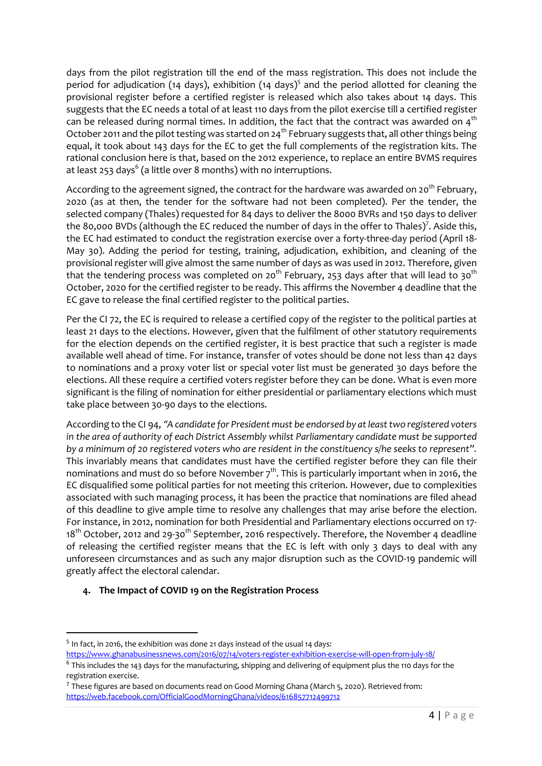days from the pilot registration till the end of the mass registration. This does not include the period for adjudication (14 days), exhibition (14 days)[5] and the period allotted for cleaning the provisional register before a certified register is released which also takes about 14 days. This suggests that the EC needs a total of at least 110 days from the pilot exercise till a certified register can be released during normal times. In addition, the fact that the contract was awarded on 4th October 2011 and the pilot testing was started on 24th February suggests that, all other things being equal, it took about 143 days for the EC to get the full complements of the registration kits. The rational conclusion here is that, based on the 2012 experience, to replace an entire BVMS requires at least 253 days[6] (a little over 8 months) with no interruptions.

According to the agreement signed, the contract for the hardware was awarded on 20th February, 2020 (as at then, the tender for the software had not been completed). Per the tender, the selected company (Thales) requested for 84 days to deliver the 8000 BVRs and 150 days to deliver the 80,000 BVDs (although the EC reduced the number of days in the offer to Thales)[7]. Aside this, the EC had estimated to conduct the registration exercise over a forty-three-day period (April 18-May 30). Adding the period for testing, training, adjudication, exhibition, and cleaning of the provisional register will give almost the same number of days as was used in 2012. Therefore, given that the tendering process was completed on 20th February, 253 days after that will lead to 30th October, 2020 for the certified register to be ready. This affirms the November 4 deadline that the EC gave to release the final certified register to the political parties.

Per the CI 72, the EC is required to release a certified copy of the register to the political parties at least 21 days to the elections. However, given that the fulfilment of other statutory requirements for the election depends on the certified register, it is best practice that such a register is made available well ahead of time. For instance, transfer of votes should be done not less than 42 days to nominations and a proxy voter list or special voter list must be generated 30 days before the elections. All these require a certified voters register before they can be done. What is even more significant is the filing of nomination for either presidential or parliamentary elections which must take place between 30-90 days to the elections.

According to the CI 94, *"A candidate for President must be endorsed by at least two registered voters in the area of authority of each District Assembly whilst Parliamentary candidate must be supported by a minimum of 20 registered voters who are resident in the constituency s/he seeks to represent"*. This invariably means that candidates must have the certified register before they can file their nominations and must do so before November 7th. This is particularly important when in 2016, the EC disqualified some political parties for not meeting this criterion. However, due to complexities associated with such managing process, it has been the practice that nominations are filed ahead of this deadline to give ample time to resolve any challenges that may arise before the election. For instance, in 2012, nomination for both Presidential and Parliamentary elections occurred on 17-18th October, 2012 and 29-30th September, 2016 respectively. Therefore, the November 4 deadline of releasing the certified register means that the EC is left with only 3 days to deal with any unforeseen circumstances and as such any major disruption such as the COVID-19 pandemic will greatly affect the electoral calendar.

### 4. The Impact of COVID 19 on the Registration Process

---

[5] In fact, in 2016, the exhibition was done 21 days instead of the usual 14 days: https://www.ghanabusinessnews.com/2016/07/14/voters-register-exhibition-exercise-will-open-from-july-18/

[6] This includes the 143 days for the manufacturing, shipping and delivering of equipment plus the 110 days for the registration exercise.

[7] These figures are based on documents read on Good Morning Ghana (March 5, 2020). Retrieved from: https://web.facebook.com/OfficialGoodMorningGhana/videos/616857712499712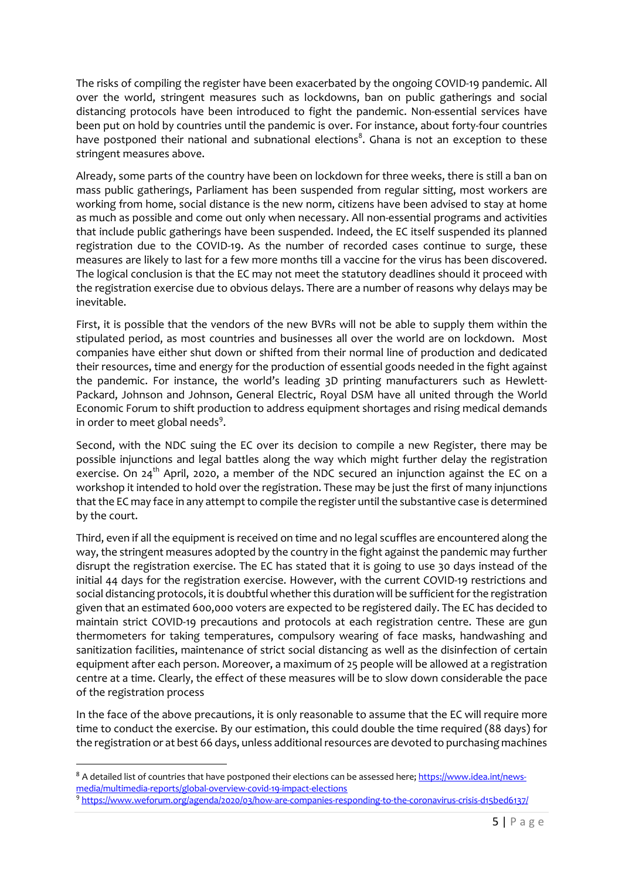The risks of compiling the register have been exacerbated by the ongoing COVID-19 pandemic. All over the world, stringent measures such as lockdowns, ban on public gatherings and social distancing protocols have been introduced to fight the pandemic. Non-essential services have been put on hold by countries until the pandemic is over. For instance, about forty-four countries have postponed their national and subnational elections[8]. Ghana is not an exception to these stringent measures above.

Already, some parts of the country have been on lockdown for three weeks, there is still a ban on mass public gatherings, Parliament has been suspended from regular sitting, most workers are working from home, social distance is the new norm, citizens have been advised to stay at home as much as possible and come out only when necessary. All non-essential programs and activities that include public gatherings have been suspended. Indeed, the EC itself suspended its planned registration due to the COVID-19. As the number of recorded cases continue to surge, these measures are likely to last for a few more months till a vaccine for the virus has been discovered. The logical conclusion is that the EC may not meet the statutory deadlines should it proceed with the registration exercise due to obvious delays. There are a number of reasons why delays may be inevitable.

First, it is possible that the vendors of the new BVRs will not be able to supply them within the stipulated period, as most countries and businesses all over the world are on lockdown. Most companies have either shut down or shifted from their normal line of production and dedicated their resources, time and energy for the production of essential goods needed in the fight against the pandemic. For instance, the world's leading 3D printing manufacturers such as Hewlett-Packard, Johnson and Johnson, General Electric, Royal DSM have all united through the World Economic Forum to shift production to address equipment shortages and rising medical demands in order to meet global needs[9].

Second, with the NDC suing the EC over its decision to compile a new Register, there may be possible injunctions and legal battles along the way which might further delay the registration exercise. On 24th April, 2020, a member of the NDC secured an injunction against the EC on a workshop it intended to hold over the registration. These may be just the first of many injunctions that the EC may face in any attempt to compile the register until the substantive case is determined by the court.

Third, even if all the equipment is received on time and no legal scuffles are encountered along the way, the stringent measures adopted by the country in the fight against the pandemic may further disrupt the registration exercise. The EC has stated that it is going to use 30 days instead of the initial 44 days for the registration exercise. However, with the current COVID-19 restrictions and social distancing protocols, it is doubtful whether this duration will be sufficient for the registration given that an estimated 600,000 voters are expected to be registered daily. The EC has decided to maintain strict COVID-19 precautions and protocols at each registration centre. These are gun thermometers for taking temperatures, compulsory wearing of face masks, handwashing and sanitization facilities, maintenance of strict social distancing as well as the disinfection of certain equipment after each person. Moreover, a maximum of 25 people will be allowed at a registration centre at a time. Clearly, the effect of these measures will be to slow down considerable the pace of the registration process

In the face of the above precautions, it is only reasonable to assume that the EC will require more time to conduct the exercise. By our estimation, this could double the time required (88 days) for the registration or at best 66 days, unless additional resources are devoted to purchasing machines

---

[8] A detailed list of countries that have postponed their elections can be assessed here; https://www.idea.int/news-media/multimedia-reports/global-overview-covid-19-impact-elections

[9] https://www.weforum.org/agenda/2020/03/how-are-companies-responding-to-the-coronavirus-crisis-d15bed6137/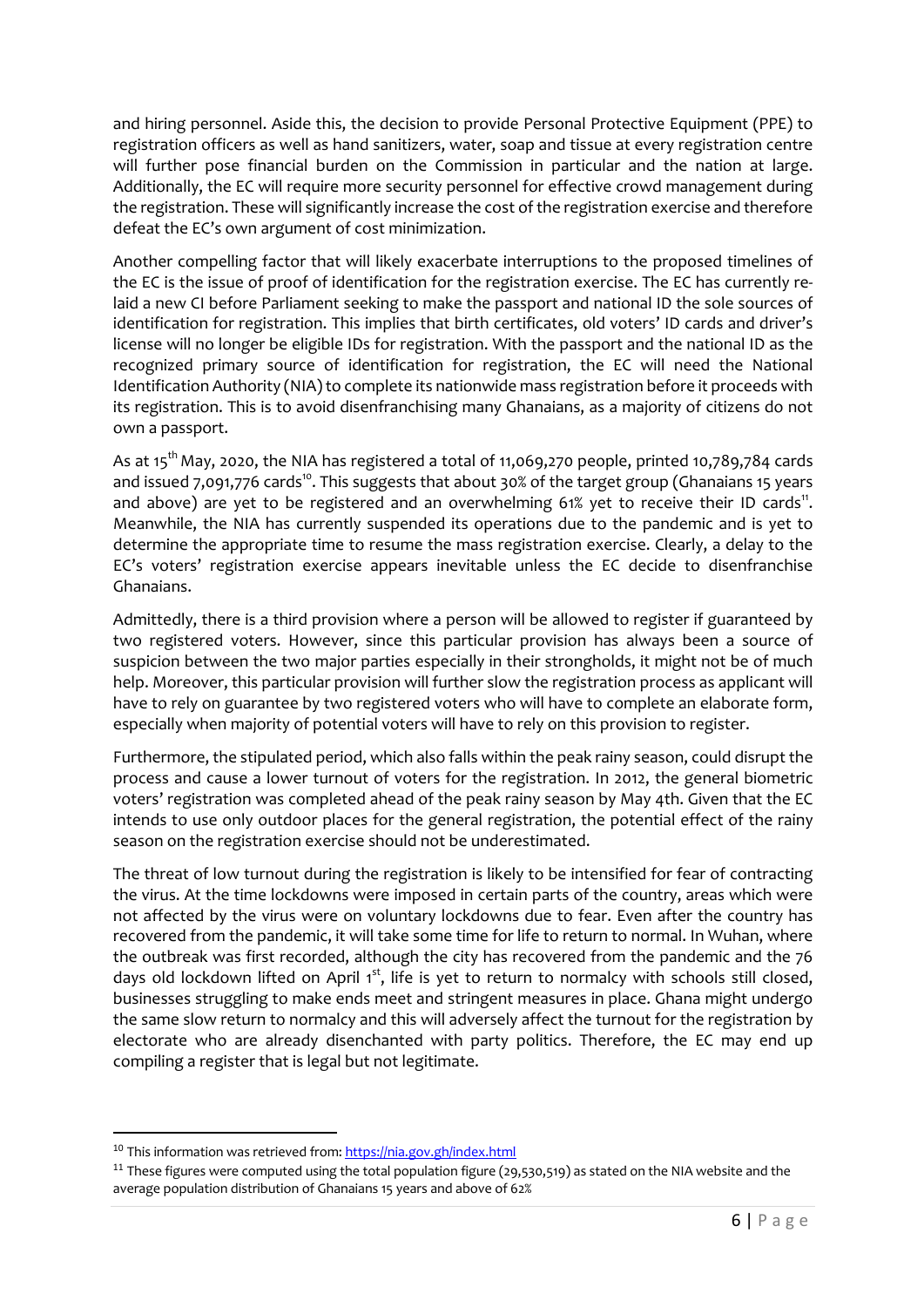and hiring personnel. Aside this, the decision to provide Personal Protective Equipment (PPE) to registration officers as well as hand sanitizers, water, soap and tissue at every registration centre will further pose financial burden on the Commission in particular and the nation at large. Additionally, the EC will require more security personnel for effective crowd management during the registration. These will significantly increase the cost of the registration exercise and therefore defeat the EC's own argument of cost minimization.

Another compelling factor that will likely exacerbate interruptions to the proposed timelines of the EC is the issue of proof of identification for the registration exercise. The EC has currently re-laid a new CI before Parliament seeking to make the passport and national ID the sole sources of identification for registration. This implies that birth certificates, old voters' ID cards and driver's license will no longer be eligible IDs for registration. With the passport and the national ID as the recognized primary source of identification for registration, the EC will need the National Identification Authority (NIA) to complete its nationwide mass registration before it proceeds with its registration. This is to avoid disenfranchising many Ghanaians, as a majority of citizens do not own a passport.

As at 15th May, 2020, the NIA has registered a total of 11,069,270 people, printed 10,789,784 cards and issued 7,091,776 cards[10]. This suggests that about 30% of the target group (Ghanaians 15 years and above) are yet to be registered and an overwhelming 61% yet to receive their ID cards[11]. Meanwhile, the NIA has currently suspended its operations due to the pandemic and is yet to determine the appropriate time to resume the mass registration exercise. Clearly, a delay to the EC's voters' registration exercise appears inevitable unless the EC decide to disenfranchise Ghanaians.

Admittedly, there is a third provision where a person will be allowed to register if guaranteed by two registered voters. However, since this particular provision has always been a source of suspicion between the two major parties especially in their strongholds, it might not be of much help. Moreover, this particular provision will further slow the registration process as applicant will have to rely on guarantee by two registered voters who will have to complete an elaborate form, especially when majority of potential voters will have to rely on this provision to register.

Furthermore, the stipulated period, which also falls within the peak rainy season, could disrupt the process and cause a lower turnout of voters for the registration. In 2012, the general biometric voters' registration was completed ahead of the peak rainy season by May 4th. Given that the EC intends to use only outdoor places for the general registration, the potential effect of the rainy season on the registration exercise should not be underestimated.

The threat of low turnout during the registration is likely to be intensified for fear of contracting the virus. At the time lockdowns were imposed in certain parts of the country, areas which were not affected by the virus were on voluntary lockdowns due to fear. Even after the country has recovered from the pandemic, it will take some time for life to return to normal. In Wuhan, where the outbreak was first recorded, although the city has recovered from the pandemic and the 76 days old lockdown lifted on April 1st, life is yet to return to normalcy with schools still closed, businesses struggling to make ends meet and stringent measures in place. Ghana might undergo the same slow return to normalcy and this will adversely affect the turnout for the registration by electorate who are already disenchanted with party politics. Therefore, the EC may end up compiling a register that is legal but not legitimate.

---

[10] This information was retrieved from: https://nia.gov.gh/index.html

[11] These figures were computed using the total population figure (29,530,519) as stated on the NIA website and the average population distribution of Ghanaians 15 years and above of 62%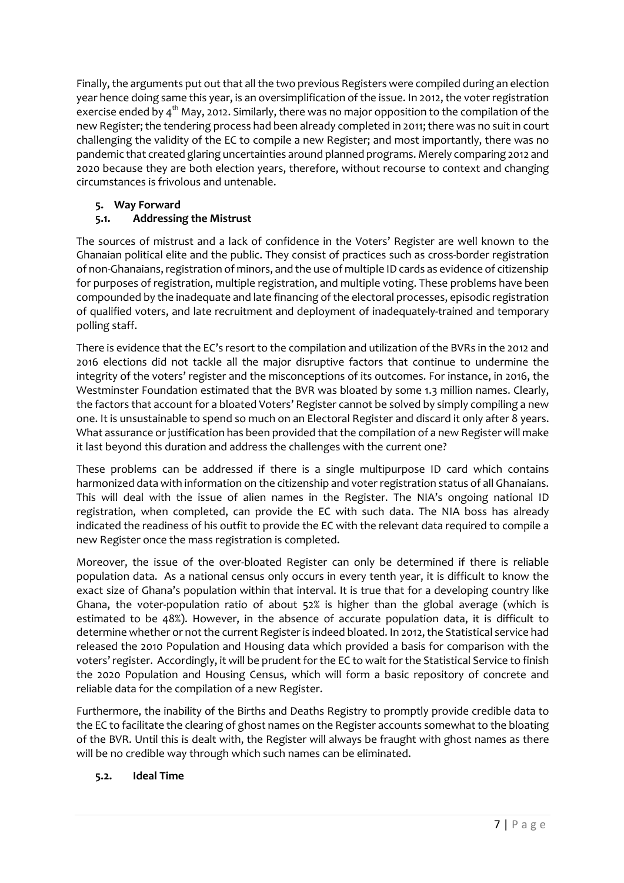Finally, the arguments put out that all the two previous Registers were compiled during an election year hence doing same this year, is an oversimplification of the issue. In 2012, the voter registration exercise ended by 4th May, 2012. Similarly, there was no major opposition to the compilation of the new Register; the tendering process had been already completed in 2011; there was no suit in court challenging the validity of the EC to compile a new Register; and most importantly, there was no pandemic that created glaring uncertainties around planned programs. Merely comparing 2012 and 2020 because they are both election years, therefore, without recourse to context and changing circumstances is frivolous and untenable.

## 5. Way Forward

### 5.1. Addressing the Mistrust

The sources of mistrust and a lack of confidence in the Voters' Register are well known to the Ghanaian political elite and the public. They consist of practices such as cross-border registration of non-Ghanaians, registration of minors, and the use of multiple ID cards as evidence of citizenship for purposes of registration, multiple registration, and multiple voting. These problems have been compounded by the inadequate and late financing of the electoral processes, episodic registration of qualified voters, and late recruitment and deployment of inadequately-trained and temporary polling staff.

There is evidence that the EC's resort to the compilation and utilization of the BVRs in the 2012 and 2016 elections did not tackle all the major disruptive factors that continue to undermine the integrity of the voters' register and the misconceptions of its outcomes. For instance, in 2016, the Westminster Foundation estimated that the BVR was bloated by some 1.3 million names. Clearly, the factors that account for a bloated Voters' Register cannot be solved by simply compiling a new one. It is unsustainable to spend so much on an Electoral Register and discard it only after 8 years. What assurance or justification has been provided that the compilation of a new Register will make it last beyond this duration and address the challenges with the current one?

These problems can be addressed if there is a single multipurpose ID card which contains harmonized data with information on the citizenship and voter registration status of all Ghanaians. This will deal with the issue of alien names in the Register. The NIA's ongoing national ID registration, when completed, can provide the EC with such data. The NIA boss has already indicated the readiness of his outfit to provide the EC with the relevant data required to compile a new Register once the mass registration is completed.

Moreover, the issue of the over-bloated Register can only be determined if there is reliable population data. As a national census only occurs in every tenth year, it is difficult to know the exact size of Ghana's population within that interval. It is true that for a developing country like Ghana, the voter-population ratio of about 52% is higher than the global average (which is estimated to be 48%). However, in the absence of accurate population data, it is difficult to determine whether or not the current Register is indeed bloated. In 2012, the Statistical service had released the 2010 Population and Housing data which provided a basis for comparison with the voters' register. Accordingly, it will be prudent for the EC to wait for the Statistical Service to finish the 2020 Population and Housing Census, which will form a basic repository of concrete and reliable data for the compilation of a new Register.

Furthermore, the inability of the Births and Deaths Registry to promptly provide credible data to the EC to facilitate the clearing of ghost names on the Register accounts somewhat to the bloating of the BVR. Until this is dealt with, the Register will always be fraught with ghost names as there will be no credible way through which such names can be eliminated.

### 5.2. Ideal Time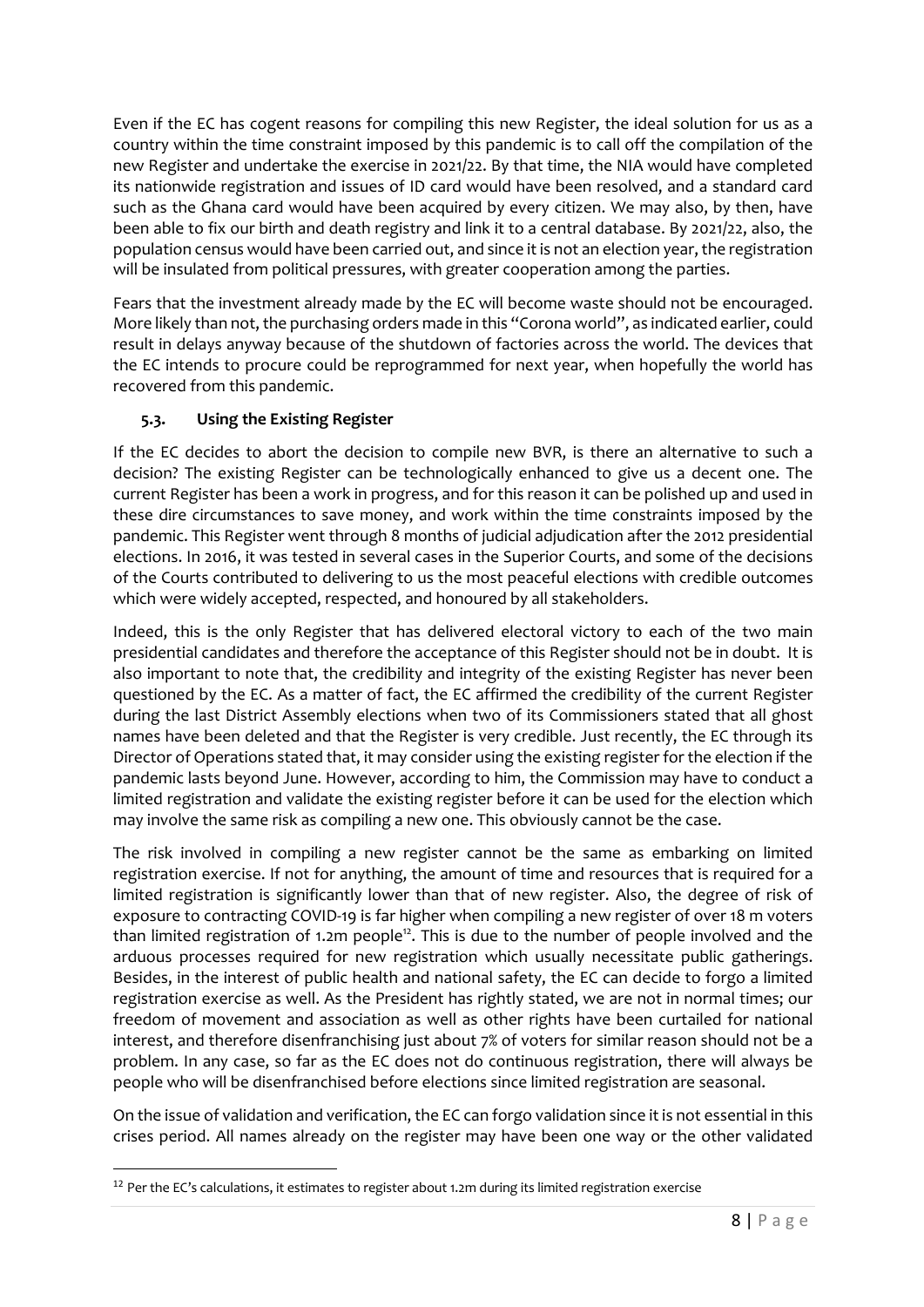Even if the EC has cogent reasons for compiling this new Register, the ideal solution for us as a country within the time constraint imposed by this pandemic is to call off the compilation of the new Register and undertake the exercise in 2021/22. By that time, the NIA would have completed its nationwide registration and issues of ID card would have been resolved, and a standard card such as the Ghana card would have been acquired by every citizen. We may also, by then, have been able to fix our birth and death registry and link it to a central database. By 2021/22, also, the population census would have been carried out, and since it is not an election year, the registration will be insulated from political pressures, with greater cooperation among the parties.

Fears that the investment already made by the EC will become waste should not be encouraged. More likely than not, the purchasing orders made in this "Corona world", as indicated earlier, could result in delays anyway because of the shutdown of factories across the world. The devices that the EC intends to procure could be reprogrammed for next year, when hopefully the world has recovered from this pandemic.

### 5.3. Using the Existing Register

If the EC decides to abort the decision to compile new BVR, is there an alternative to such a decision? The existing Register can be technologically enhanced to give us a decent one. The current Register has been a work in progress, and for this reason it can be polished up and used in these dire circumstances to save money, and work within the time constraints imposed by the pandemic. This Register went through 8 months of judicial adjudication after the 2012 presidential elections. In 2016, it was tested in several cases in the Superior Courts, and some of the decisions of the Courts contributed to delivering to us the most peaceful elections with credible outcomes which were widely accepted, respected, and honoured by all stakeholders.

Indeed, this is the only Register that has delivered electoral victory to each of the two main presidential candidates and therefore the acceptance of this Register should not be in doubt. It is also important to note that, the credibility and integrity of the existing Register has never been questioned by the EC. As a matter of fact, the EC affirmed the credibility of the current Register during the last District Assembly elections when two of its Commissioners stated that all ghost names have been deleted and that the Register is very credible. Just recently, the EC through its Director of Operations stated that, it may consider using the existing register for the election if the pandemic lasts beyond June. However, according to him, the Commission may have to conduct a limited registration and validate the existing register before it can be used for the election which may involve the same risk as compiling a new one. This obviously cannot be the case.

The risk involved in compiling a new register cannot be the same as embarking on limited registration exercise. If not for anything, the amount of time and resources that is required for a limited registration is significantly lower than that of new register. Also, the degree of risk of exposure to contracting COVID-19 is far higher when compiling a new register of over 18 m voters than limited registration of 1.2m people[12]. This is due to the number of people involved and the arduous processes required for new registration which usually necessitate public gatherings. Besides, in the interest of public health and national safety, the EC can decide to forgo a limited registration exercise as well. As the President has rightly stated, we are not in normal times; our freedom of movement and association as well as other rights have been curtailed for national interest, and therefore disenfranchising just about 7% of voters for similar reason should not be a problem. In any case, so far as the EC does not do continuous registration, there will always be people who will be disenfranchised before elections since limited registration are seasonal.

On the issue of validation and verification, the EC can forgo validation since it is not essential in this crises period. All names already on the register may have been one way or the other validated

---

[12] Per the EC's calculations, it estimates to register about 1.2m during its limited registration exercise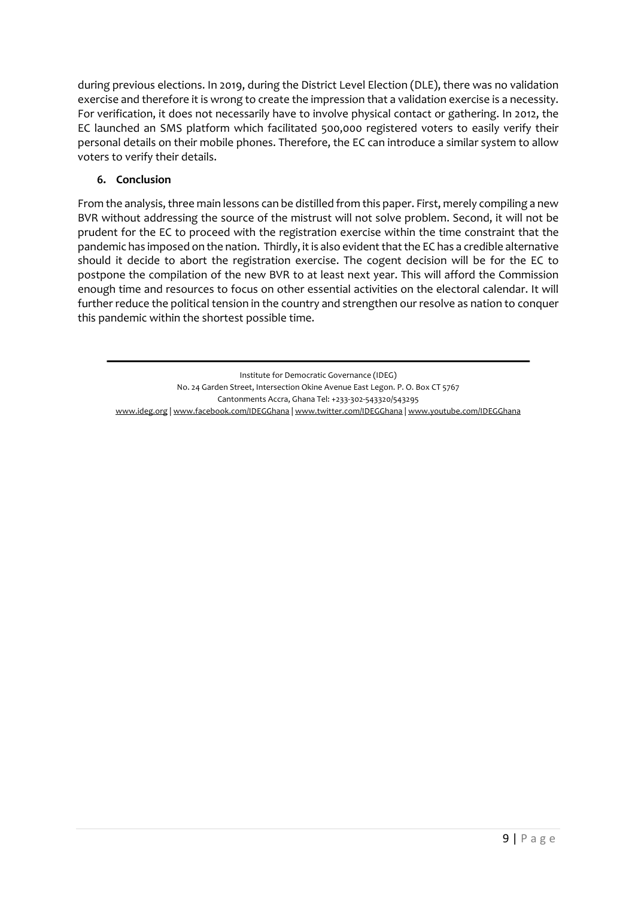during previous elections. In 2019, during the District Level Election (DLE), there was no validation exercise and therefore it is wrong to create the impression that a validation exercise is a necessity. For verification, it does not necessarily have to involve physical contact or gathering. In 2012, the EC launched an SMS platform which facilitated 500,000 registered voters to easily verify their personal details on their mobile phones. Therefore, the EC can introduce a similar system to allow voters to verify their details.

## 6. Conclusion

From the analysis, three main lessons can be distilled from this paper. First, merely compiling a new BVR without addressing the source of the mistrust will not solve problem. Second, it will not be prudent for the EC to proceed with the registration exercise within the time constraint that the pandemic has imposed on the nation. Thirdly, it is also evident that the EC has a credible alternative should it decide to abort the registration exercise. The cogent decision will be for the EC to postpone the compilation of the new BVR to at least next year. This will afford the Commission enough time and resources to focus on other essential activities on the electoral calendar. It will further reduce the political tension in the country and strengthen our resolve as nation to conquer this pandemic within the shortest possible time.

---

Institute for Democratic Governance (IDEG)
No. 24 Garden Street, Intersection Okine Avenue East Legon. P. O. Box CT 5767
Cantonments Accra, Ghana Tel: +233-302-543320/543295
www.ideg.org | www.facebook.com/IDEGGhana | www.twitter.com/IDEGGhana | www.youtube.com/IDEGGhana